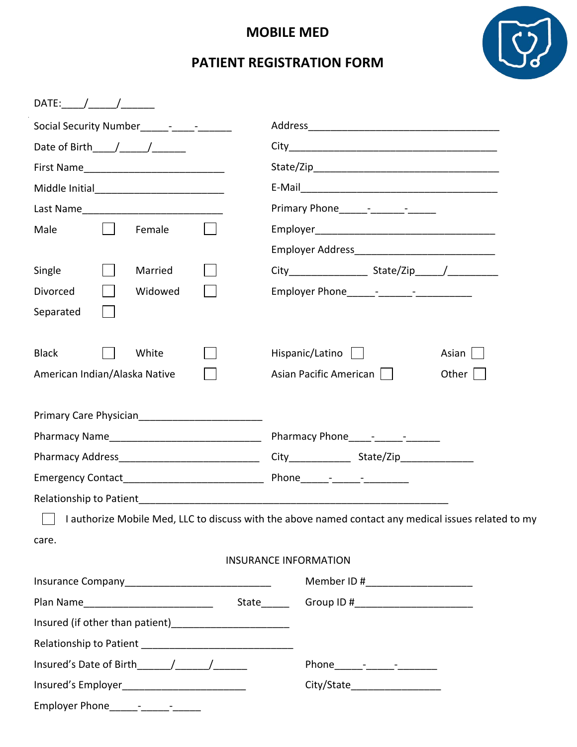# MOBILE MED

## PATIENT REGISTRATION FORM

DATE:____/_____/______

Social Security Number_____-____-______

Date of Birth____/_____/______

First Name_________________________

Middle Initial_______________________

Last Name_________________________

Male ☐ Female ☐

Single ☐ Married ☐

Divorced ☐ Widowed ☐

Separated ☐

Address__________________________________

City_____________________________________

State/Zip_________________________________

E-Mail____________________________________

Primary Phone_____-______-_____

Employer________________________________

Employer Address________________________

City_____________ State/Zip_____/_________

Employer Phone_____-______-__________

Black ☐ White ☐ Hispanic/Latino ☐ Asian ☐

American Indian/Alaska Native ☐ Asian Pacific American ☐ Other ☐

Primary Care Physician______________________

Pharmacy Name___________________________ Pharmacy Phone____-_____-______

Pharmacy Address_________________________ City___________ State/Zip_____________

Emergency Contact_________________________ Phone_____-_____-________

Relationship to Patient________________________________________________________

☐ I authorize Mobile Med, LLC to discuss with the above named contact any medical issues related to my care.

INSURANCE INFORMATION

Insurance Company__________________________ Member ID #___________________

Plan Name_______________________ State_____ Group ID #_____________________

Insured (if other than patient)_____________________

Relationship to Patient ___________________________

Insured's Date of Birth______/______/______ Phone_____-_____-_______

Insured's Employer______________________ City/State________________

Employer Phone_____-_____-_____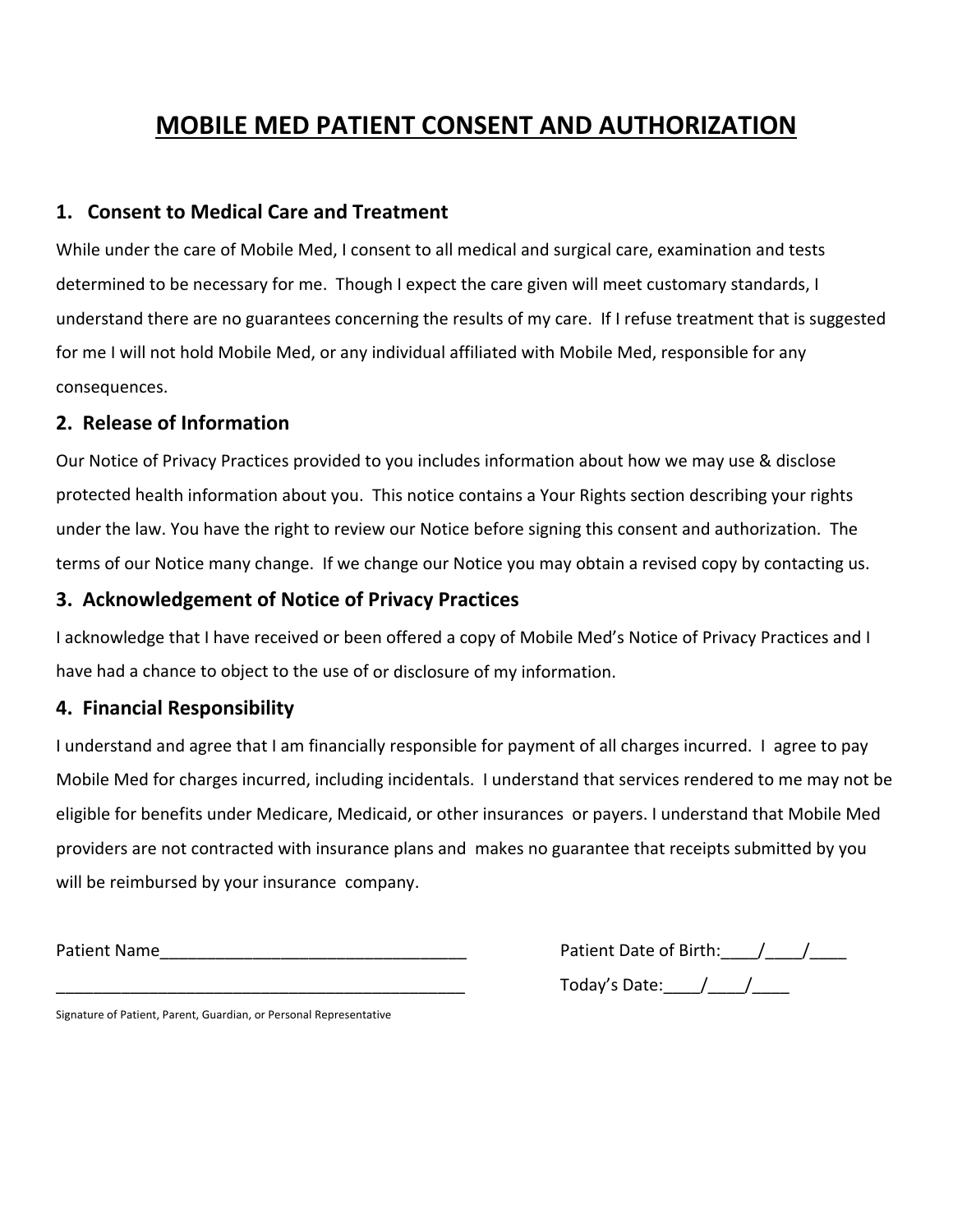# MOBILE MED PATIENT CONSENT AND AUTHORIZATION

## 1. Consent to Medical Care and Treatment

While under the care of Mobile Med, I consent to all medical and surgical care, examination and tests determined to be necessary for me. Though I expect the care given will meet customary standards, I understand there are no guarantees concerning the results of my care. If I refuse treatment that is suggested for me I will not hold Mobile Med, or any individual affiliated with Mobile Med, responsible for any consequences.

## 2. Release of Information

Our Notice of Privacy Practices provided to you includes information about how we may use & disclose protected health information about you. This notice contains a Your Rights section describing your rights under the law. You have the right to review our Notice before signing this consent and authorization. The terms of our Notice many change. If we change our Notice you may obtain a revised copy by contacting us.

## 3. Acknowledgement of Notice of Privacy Practices

I acknowledge that I have received or been offered a copy of Mobile Med's Notice of Privacy Practices and I have had a chance to object to the use of or disclosure of my information.

## 4. Financial Responsibility

I understand and agree that I am financially responsible for payment of all charges incurred. I agree to pay Mobile Med for charges incurred, including incidentals. I understand that services rendered to me may not be eligible for benefits under Medicare, Medicaid, or other insurances or payers. I understand that Mobile Med providers are not contracted with insurance plans and makes no guarantee that receipts submitted by you will be reimbursed by your insurance company.

Patient Name_________________________________ Patient Date of Birth:____/____/____

_____________________________________________ Today's Date:____/____/____

Signature of Patient, Parent, Guardian, or Personal Representative